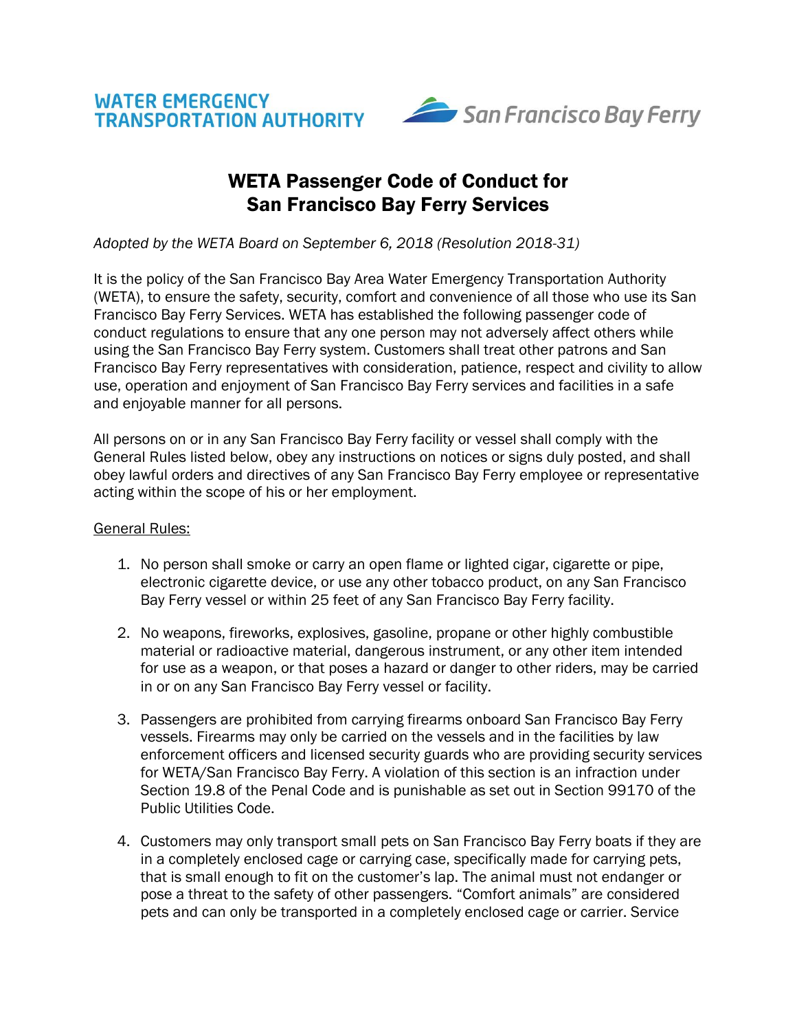WATER EMERGENCY TRANSPORTATION AUTHORITY

San Francisco Bay Ferry

# WETA Passenger Code of Conduct for San Francisco Bay Ferry Services

*Adopted by the WETA Board on September 6, 2018 (Resolution 2018-31)*

It is the policy of the San Francisco Bay Area Water Emergency Transportation Authority (WETA), to ensure the safety, security, comfort and convenience of all those who use its San Francisco Bay Ferry Services. WETA has established the following passenger code of conduct regulations to ensure that any one person may not adversely affect others while using the San Francisco Bay Ferry system. Customers shall treat other patrons and San Francisco Bay Ferry representatives with consideration, patience, respect and civility to allow use, operation and enjoyment of San Francisco Bay Ferry services and facilities in a safe and enjoyable manner for all persons.

All persons on or in any San Francisco Bay Ferry facility or vessel shall comply with the General Rules listed below, obey any instructions on notices or signs duly posted, and shall obey lawful orders and directives of any San Francisco Bay Ferry employee or representative acting within the scope of his or her employment.

General Rules:

1. No person shall smoke or carry an open flame or lighted cigar, cigarette or pipe, electronic cigarette device, or use any other tobacco product, on any San Francisco Bay Ferry vessel or within 25 feet of any San Francisco Bay Ferry facility.

2. No weapons, fireworks, explosives, gasoline, propane or other highly combustible material or radioactive material, dangerous instrument, or any other item intended for use as a weapon, or that poses a hazard or danger to other riders, may be carried in or on any San Francisco Bay Ferry vessel or facility.

3. Passengers are prohibited from carrying firearms onboard San Francisco Bay Ferry vessels. Firearms may only be carried on the vessels and in the facilities by law enforcement officers and licensed security guards who are providing security services for WETA/San Francisco Bay Ferry. A violation of this section is an infraction under Section 19.8 of the Penal Code and is punishable as set out in Section 99170 of the Public Utilities Code.

4. Customers may only transport small pets on San Francisco Bay Ferry boats if they are in a completely enclosed cage or carrying case, specifically made for carrying pets, that is small enough to fit on the customer's lap. The animal must not endanger or pose a threat to the safety of other passengers. "Comfort animals" are considered pets and can only be transported in a completely enclosed cage or carrier. Service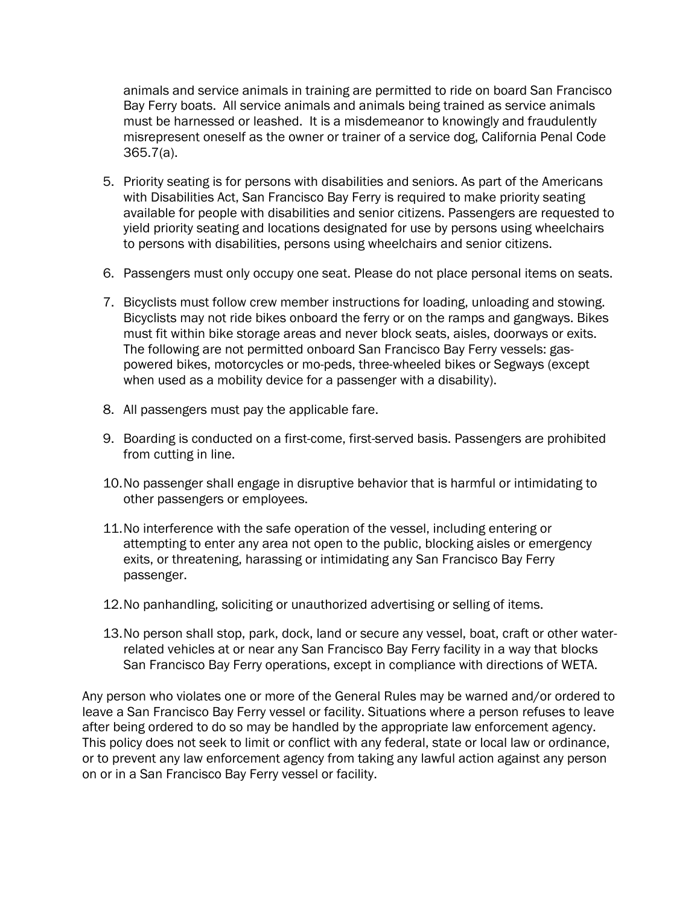animals and service animals in training are permitted to ride on board San Francisco Bay Ferry boats. All service animals and animals being trained as service animals must be harnessed or leashed. It is a misdemeanor to knowingly and fraudulently misrepresent oneself as the owner or trainer of a service dog, California Penal Code 365.7(a).

5. Priority seating is for persons with disabilities and seniors. As part of the Americans with Disabilities Act, San Francisco Bay Ferry is required to make priority seating available for people with disabilities and senior citizens. Passengers are requested to yield priority seating and locations designated for use by persons using wheelchairs to persons with disabilities, persons using wheelchairs and senior citizens.

6. Passengers must only occupy one seat. Please do not place personal items on seats.

7. Bicyclists must follow crew member instructions for loading, unloading and stowing. Bicyclists may not ride bikes onboard the ferry or on the ramps and gangways. Bikes must fit within bike storage areas and never block seats, aisles, doorways or exits. The following are not permitted onboard San Francisco Bay Ferry vessels: gas-powered bikes, motorcycles or mo-peds, three-wheeled bikes or Segways (except when used as a mobility device for a passenger with a disability).

8. All passengers must pay the applicable fare.

9. Boarding is conducted on a first-come, first-served basis. Passengers are prohibited from cutting in line.

10. No passenger shall engage in disruptive behavior that is harmful or intimidating to other passengers or employees.

11. No interference with the safe operation of the vessel, including entering or attempting to enter any area not open to the public, blocking aisles or emergency exits, or threatening, harassing or intimidating any San Francisco Bay Ferry passenger.

12. No panhandling, soliciting or unauthorized advertising or selling of items.

13. No person shall stop, park, dock, land or secure any vessel, boat, craft or other water-related vehicles at or near any San Francisco Bay Ferry facility in a way that blocks San Francisco Bay Ferry operations, except in compliance with directions of WETA.

Any person who violates one or more of the General Rules may be warned and/or ordered to leave a San Francisco Bay Ferry vessel or facility. Situations where a person refuses to leave after being ordered to do so may be handled by the appropriate law enforcement agency. This policy does not seek to limit or conflict with any federal, state or local law or ordinance, or to prevent any law enforcement agency from taking any lawful action against any person on or in a San Francisco Bay Ferry vessel or facility.